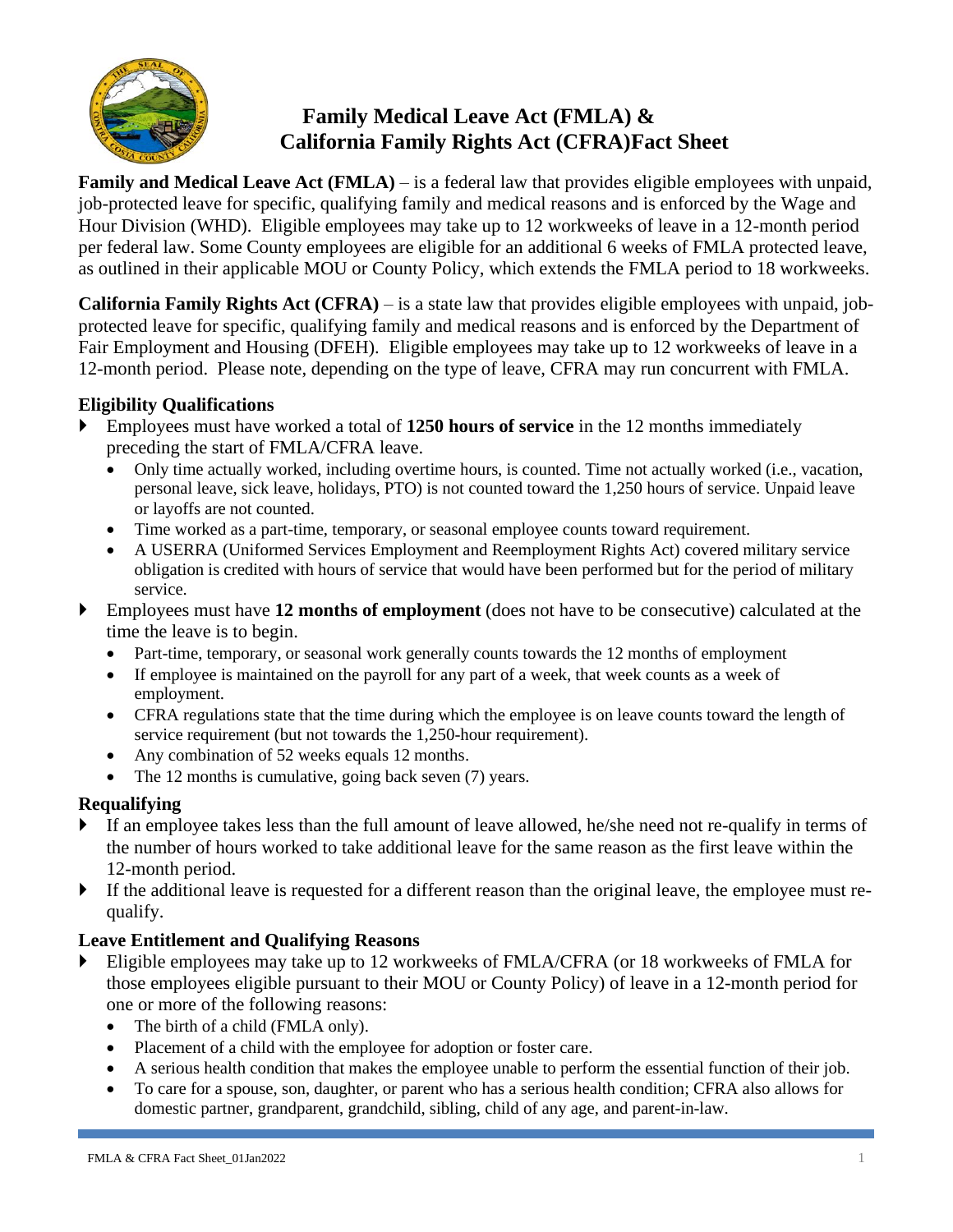# Family Medical Leave Act (FMLA) & California Family Rights Act (CFRA)Fact Sheet

**Family and Medical Leave Act (FMLA)** – is a federal law that provides eligible employees with unpaid, job-protected leave for specific, qualifying family and medical reasons and is enforced by the Wage and Hour Division (WHD). Eligible employees may take up to 12 workweeks of leave in a 12-month period per federal law. Some County employees are eligible for an additional 6 weeks of FMLA protected leave, as outlined in their applicable MOU or County Policy, which extends the FMLA period to 18 workweeks.

**California Family Rights Act (CFRA)** – is a state law that provides eligible employees with unpaid, job-protected leave for specific, qualifying family and medical reasons and is enforced by the Department of Fair Employment and Housing (DFEH). Eligible employees may take up to 12 workweeks of leave in a 12-month period. Please note, depending on the type of leave, CFRA may run concurrent with FMLA.

### Eligibility Qualifications

- Employees must have worked a total of **1250 hours of service** in the 12 months immediately preceding the start of FMLA/CFRA leave.
  - Only time actually worked, including overtime hours, is counted. Time not actually worked (i.e., vacation, personal leave, sick leave, holidays, PTO) is not counted toward the 1,250 hours of service. Unpaid leave or layoffs are not counted.
  - Time worked as a part-time, temporary, or seasonal employee counts toward requirement.
  - A USERRA (Uniformed Services Employment and Reemployment Rights Act) covered military service obligation is credited with hours of service that would have been performed but for the period of military service.
- Employees must have **12 months of employment** (does not have to be consecutive) calculated at the time the leave is to begin.
  - Part-time, temporary, or seasonal work generally counts towards the 12 months of employment
  - If employee is maintained on the payroll for any part of a week, that week counts as a week of employment.
  - CFRA regulations state that the time during which the employee is on leave counts toward the length of service requirement (but not towards the 1,250-hour requirement).
  - Any combination of 52 weeks equals 12 months.
  - The 12 months is cumulative, going back seven (7) years.

### Requalifying

- If an employee takes less than the full amount of leave allowed, he/she need not re-qualify in terms of the number of hours worked to take additional leave for the same reason as the first leave within the 12-month period.
- If the additional leave is requested for a different reason than the original leave, the employee must re-qualify.

### Leave Entitlement and Qualifying Reasons

- Eligible employees may take up to 12 workweeks of FMLA/CFRA (or 18 workweeks of FMLA for those employees eligible pursuant to their MOU or County Policy) of leave in a 12-month period for one or more of the following reasons:
  - The birth of a child (FMLA only).
  - Placement of a child with the employee for adoption or foster care.
  - A serious health condition that makes the employee unable to perform the essential function of their job.
  - To care for a spouse, son, daughter, or parent who has a serious health condition; CFRA also allows for domestic partner, grandparent, grandchild, sibling, child of any age, and parent-in-law.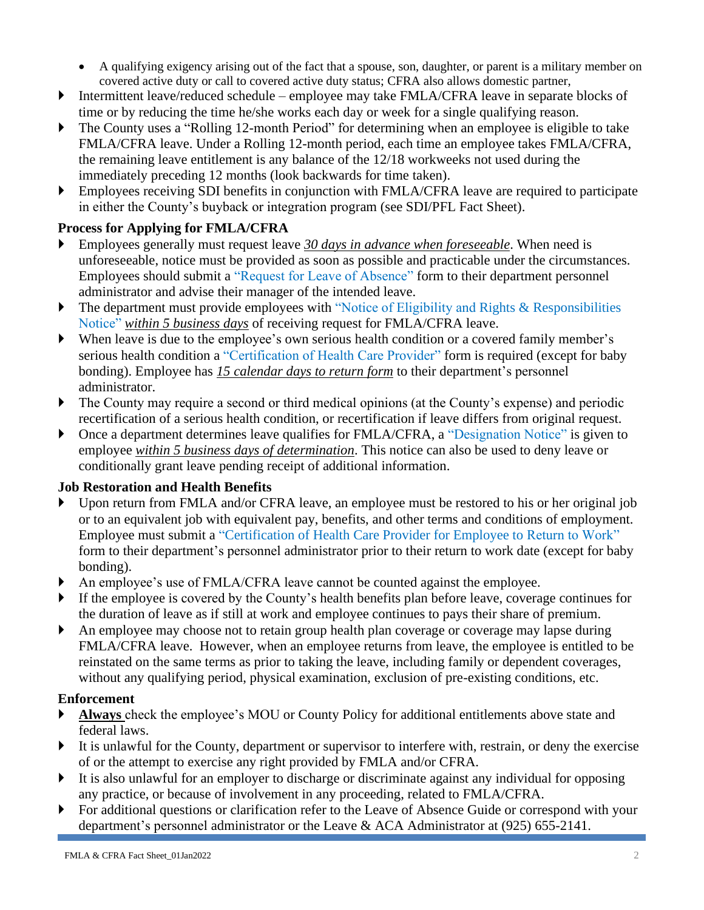- A qualifying exigency arising out of the fact that a spouse, son, daughter, or parent is a military member on covered active duty or call to covered active duty status; CFRA also allows domestic partner,

- Intermittent leave/reduced schedule – employee may take FMLA/CFRA leave in separate blocks of time or by reducing the time he/she works each day or week for a single qualifying reason.
- The County uses a "Rolling 12-month Period" for determining when an employee is eligible to take FMLA/CFRA leave. Under a Rolling 12-month period, each time an employee takes FMLA/CFRA, the remaining leave entitlement is any balance of the 12/18 workweeks not used during the immediately preceding 12 months (look backwards for time taken).
- Employees receiving SDI benefits in conjunction with FMLA/CFRA leave are required to participate in either the County's buyback or integration program (see SDI/PFL Fact Sheet).

**Process for Applying for FMLA/CFRA**

- Employees generally must request leave ***30 days in advance when foreseeable***. When need is unforeseeable, notice must be provided as soon as possible and practicable under the circumstances. Employees should submit a "Request for Leave of Absence" form to their department personnel administrator and advise their manager of the intended leave.
- The department must provide employees with "Notice of Eligibility and Rights & Responsibilities Notice" ***within 5 business days*** of receiving request for FMLA/CFRA leave.
- When leave is due to the employee's own serious health condition or a covered family member's serious health condition a "Certification of Health Care Provider" form is required (except for baby bonding). Employee has ***15 calendar days to return form*** to their department's personnel administrator.
- The County may require a second or third medical opinions (at the County's expense) and periodic recertification of a serious health condition, or recertification if leave differs from original request.
- Once a department determines leave qualifies for FMLA/CFRA, a "Designation Notice" is given to employee ***within 5 business days of determination***. This notice can also be used to deny leave or conditionally grant leave pending receipt of additional information.

**Job Restoration and Health Benefits**

- Upon return from FMLA and/or CFRA leave, an employee must be restored to his or her original job or to an equivalent job with equivalent pay, benefits, and other terms and conditions of employment. Employee must submit a "Certification of Health Care Provider for Employee to Return to Work" form to their department's personnel administrator prior to their return to work date (except for baby bonding).
- An employee's use of FMLA/CFRA leave cannot be counted against the employee.
- If the employee is covered by the County's health benefits plan before leave, coverage continues for the duration of leave as if still at work and employee continues to pays their share of premium.
- An employee may choose not to retain group health plan coverage or coverage may lapse during FMLA/CFRA leave. However, when an employee returns from leave, the employee is entitled to be reinstated on the same terms as prior to taking the leave, including family or dependent coverages, without any qualifying period, physical examination, exclusion of pre-existing conditions, etc.

**Enforcement**

- **Always** check the employee's MOU or County Policy for additional entitlements above state and federal laws.
- It is unlawful for the County, department or supervisor to interfere with, restrain, or deny the exercise of or the attempt to exercise any right provided by FMLA and/or CFRA.
- It is also unlawful for an employer to discharge or discriminate against any individual for opposing any practice, or because of involvement in any proceeding, related to FMLA/CFRA.
- For additional questions or clarification refer to the Leave of Absence Guide or correspond with your department's personnel administrator or the Leave & ACA Administrator at (925) 655-2141.